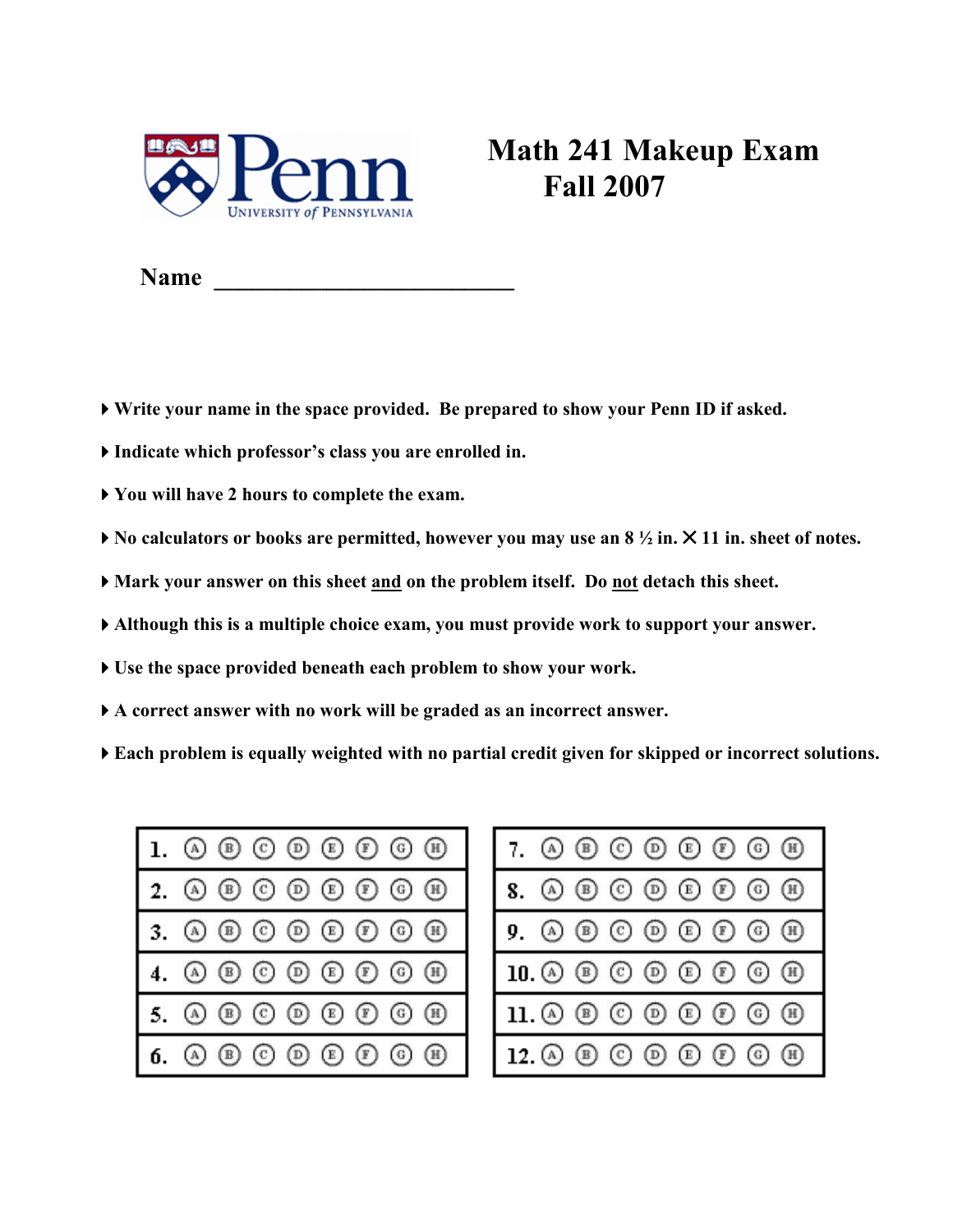Penn
University of Pennsylvania

# Math 241 Makeup Exam
## Fall 2007

**Name** ________________________

- **Write your name in the space provided. Be prepared to show your Penn ID if asked.**
- **Indicate which professor's class you are enrolled in.**
- **You will have 2 hours to complete the exam.**
- **No calculators or books are permitted, however you may use an 8 ½ in. × 11 in. sheet of notes.**
- **Mark your answer on this sheet and on the problem itself. Do not detach this sheet.**
- **Although this is a multiple choice exam, you must provide work to support your answer.**
- **Use the space provided beneath each problem to show your work.**
- **A correct answer with no work will be graded as an incorrect answer.**
- **Each problem is equally weighted with no partial credit given for skipped or incorrect solutions.**

| | | | | | | | | |
|---|---|---|---|---|---|---|---|---|
| 1. | Ⓐ | Ⓑ | Ⓒ | Ⓓ | Ⓔ | Ⓕ | Ⓖ | Ⓗ |
| 2. | Ⓐ | Ⓑ | Ⓒ | Ⓓ | Ⓔ | Ⓕ | Ⓖ | Ⓗ |
| 3. | Ⓐ | Ⓑ | Ⓒ | Ⓓ | Ⓔ | Ⓕ | Ⓖ | Ⓗ |
| 4. | Ⓐ | Ⓑ | Ⓒ | Ⓓ | Ⓔ | Ⓕ | Ⓖ | Ⓗ |
| 5. | Ⓐ | Ⓑ | Ⓒ | Ⓓ | Ⓔ | Ⓕ | Ⓖ | Ⓗ |
| 6. | Ⓐ | Ⓑ | Ⓒ | Ⓓ | Ⓔ | Ⓕ | Ⓖ | Ⓗ |
| 7. | Ⓐ | Ⓑ | Ⓒ | Ⓓ | Ⓔ | Ⓕ | Ⓖ | Ⓗ |
| 8. | Ⓐ | Ⓑ | Ⓒ | Ⓓ | Ⓔ | Ⓕ | Ⓖ | Ⓗ |
| 9. | Ⓐ | Ⓑ | Ⓒ | Ⓓ | Ⓔ | Ⓕ | Ⓖ | Ⓗ |
| 10. | Ⓐ | Ⓑ | Ⓒ | Ⓓ | Ⓔ | Ⓕ | Ⓖ | Ⓗ |
| 11. | Ⓐ | Ⓑ | Ⓒ | Ⓓ | Ⓔ | Ⓕ | Ⓖ | Ⓗ |
| 12. | Ⓐ | Ⓑ | Ⓒ | Ⓓ | Ⓔ | Ⓕ | Ⓖ | Ⓗ |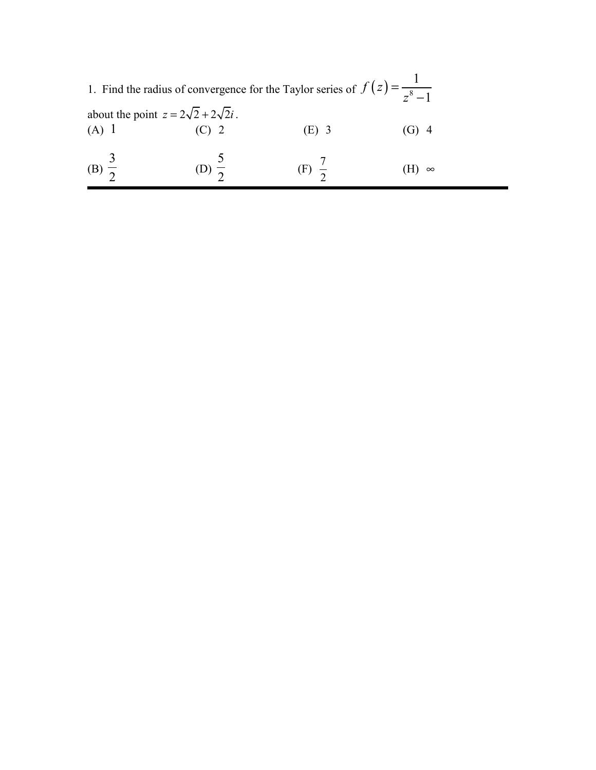1. Find the radius of convergence for the Taylor series of $f(z) = \dfrac{1}{z^8 - 1}$ about the point $z = 2\sqrt{2} + 2\sqrt{2}i$.

(A) 1 (C) 2 (E) 3 (G) 4

(B) $\dfrac{3}{2}$ (D) $\dfrac{5}{2}$ (F) $\dfrac{7}{2}$ (H) $\infty$

---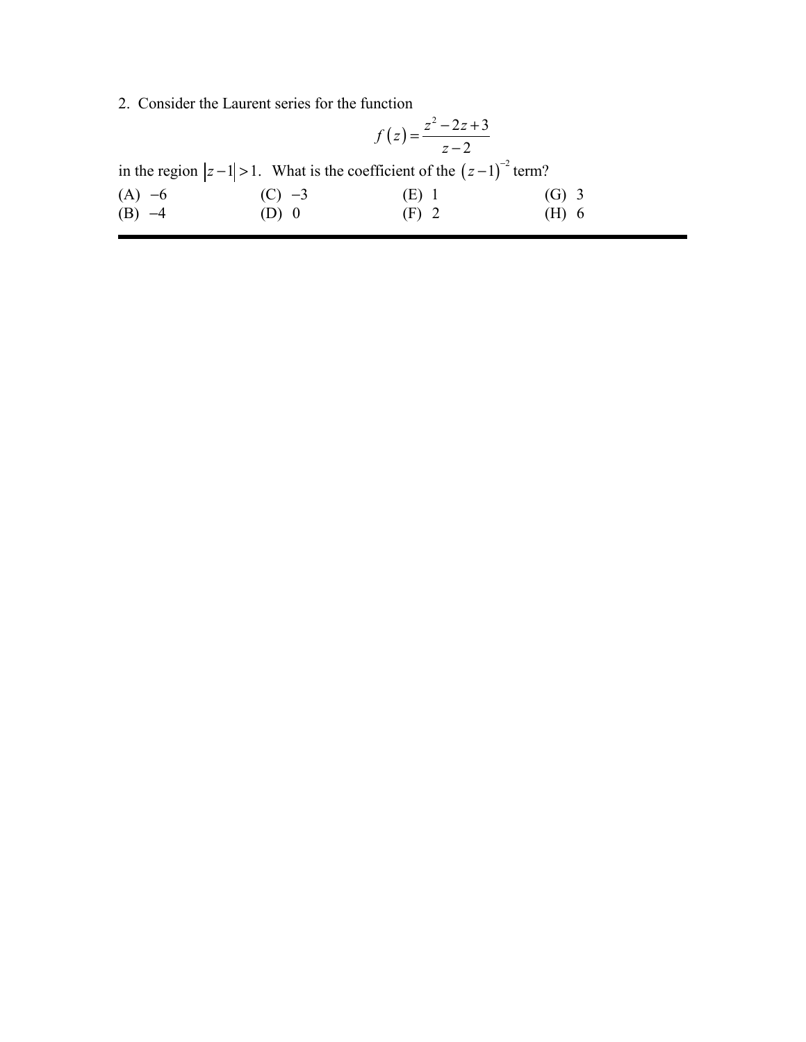2. Consider the Laurent series for the function

$$f(z) = \frac{z^2 - 2z + 3}{z - 2}$$

in the region $|z-1| > 1$. What is the coefficient of the $(z-1)^{-2}$ term?

(A) $-6$  
(B) $-4$  
(C) $-3$  
(D) $0$  
(E) $1$  
(F) $2$  
(G) $3$  
(H) $6$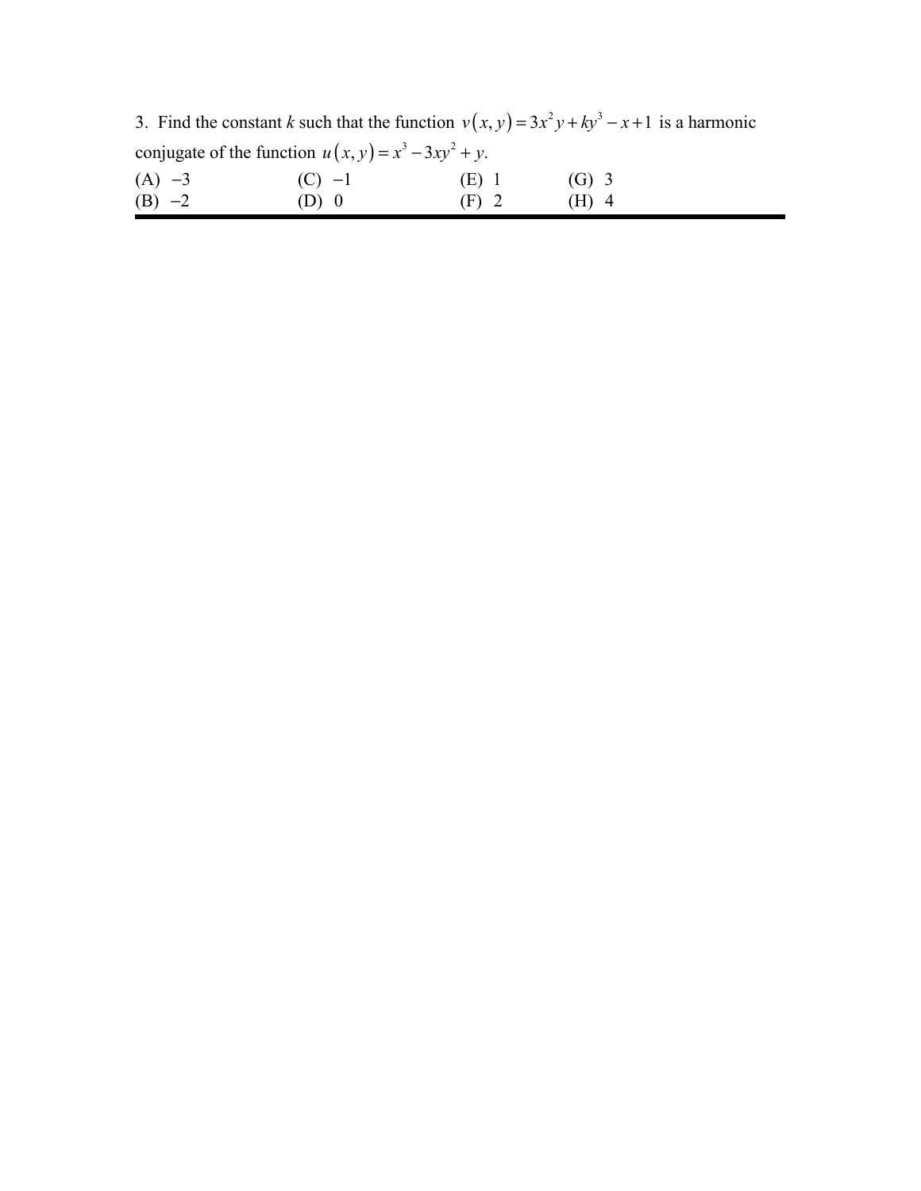3. Find the constant $k$ such that the function $v(x,y) = 3x^2y + ky^3 - x + 1$ is a harmonic conjugate of the function $u(x,y) = x^3 - 3xy^2 + y$.

| | | | |
|---|---|---|---|
| (A) $-3$ | (C) $-1$ | (E) $1$ | (G) $3$ |
| (B) $-2$ | (D) $0$ | (F) $2$ | (H) $4$ |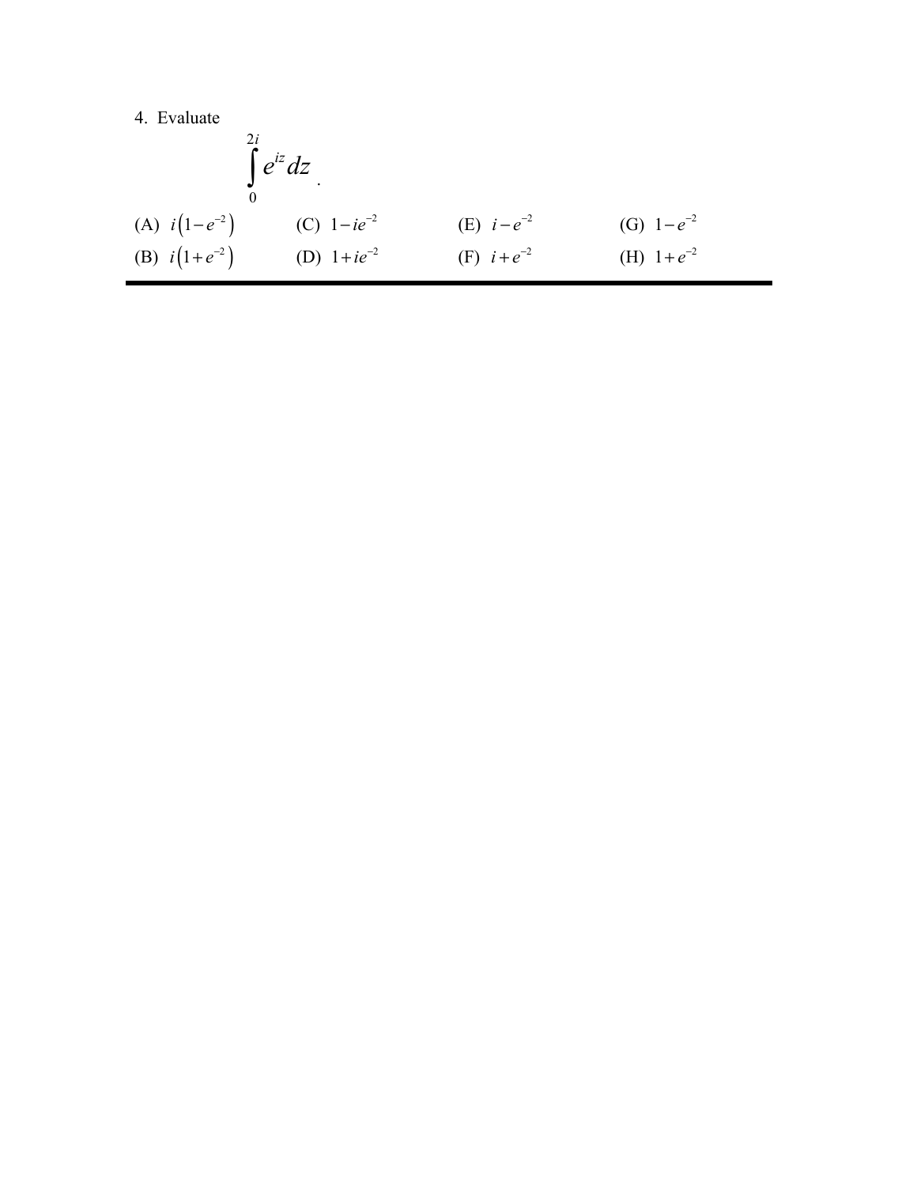4. Evaluate

$$\int_0^{2i} e^{iz}\,dz \, .$$

(A) $i\left(1-e^{-2}\right)$

(B) $i\left(1+e^{-2}\right)$

(C) $1-ie^{-2}$

(D) $1+ie^{-2}$

(E) $i-e^{-2}$

(F) $i+e^{-2}$

(G) $1-e^{-2}$

(H) $1+e^{-2}$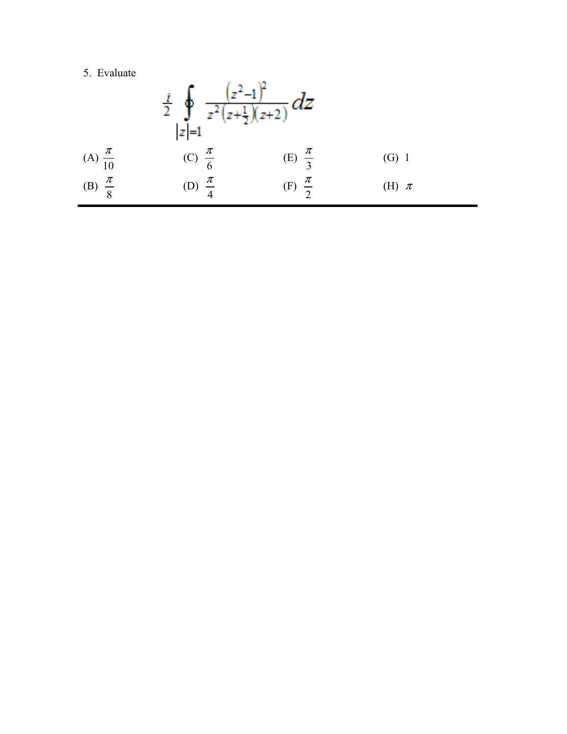5. Evaluate

$$\frac{i}{2} \oint_{|z|=1} \frac{\left(z^2-1\right)^2}{z^2\left(z+\frac{1}{2}\right)\left(z+2\right)} dz$$

(A) $\frac{\pi}{10}$

(B) $\frac{\pi}{8}$

(C) $\frac{\pi}{6}$

(D) $\frac{\pi}{4}$

(E) $\frac{\pi}{3}$

(F) $\frac{\pi}{2}$

(G) 1

(H) $\pi$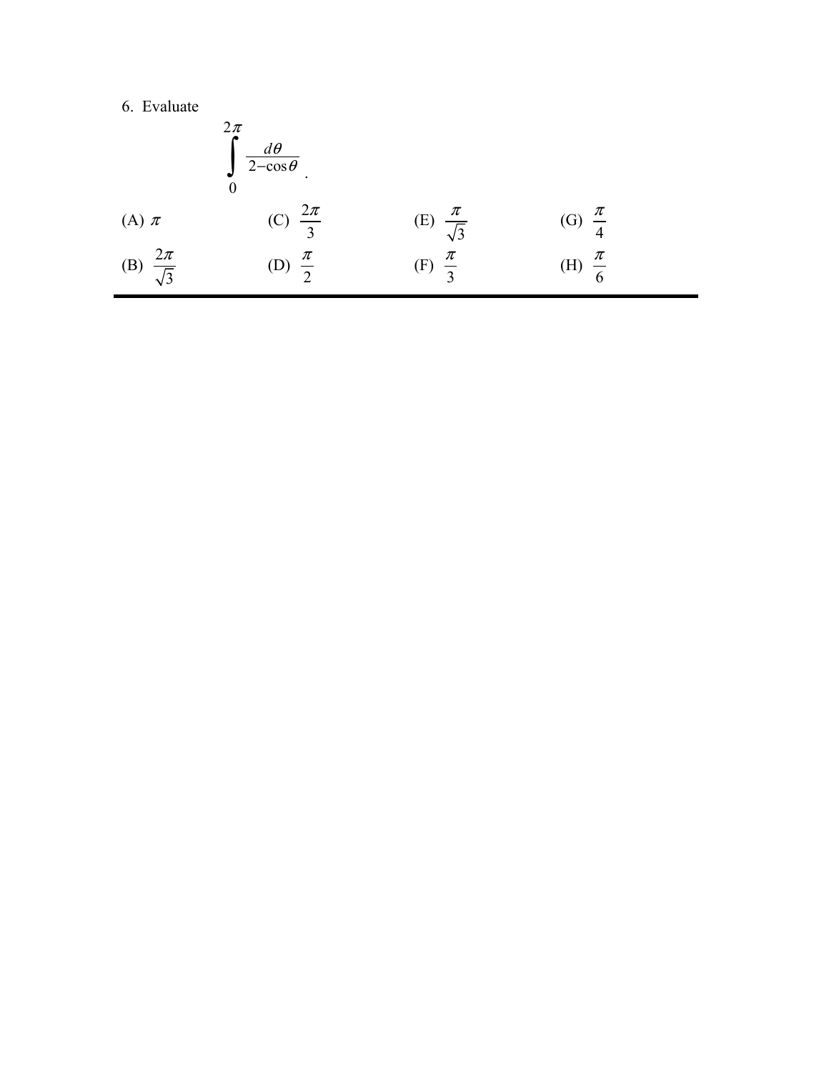6. Evaluate

$$\int_0^{2\pi} \frac{d\theta}{2-\cos\theta}.$$

| | | | |
|---|---|---|---|
| (A) $\pi$ | (C) $\frac{2\pi}{3}$ | (E) $\frac{\pi}{\sqrt{3}}$ | (G) $\frac{\pi}{4}$ |
| (B) $\frac{2\pi}{\sqrt{3}}$ | (D) $\frac{\pi}{2}$ | (F) $\frac{\pi}{3}$ | (H) $\frac{\pi}{6}$ |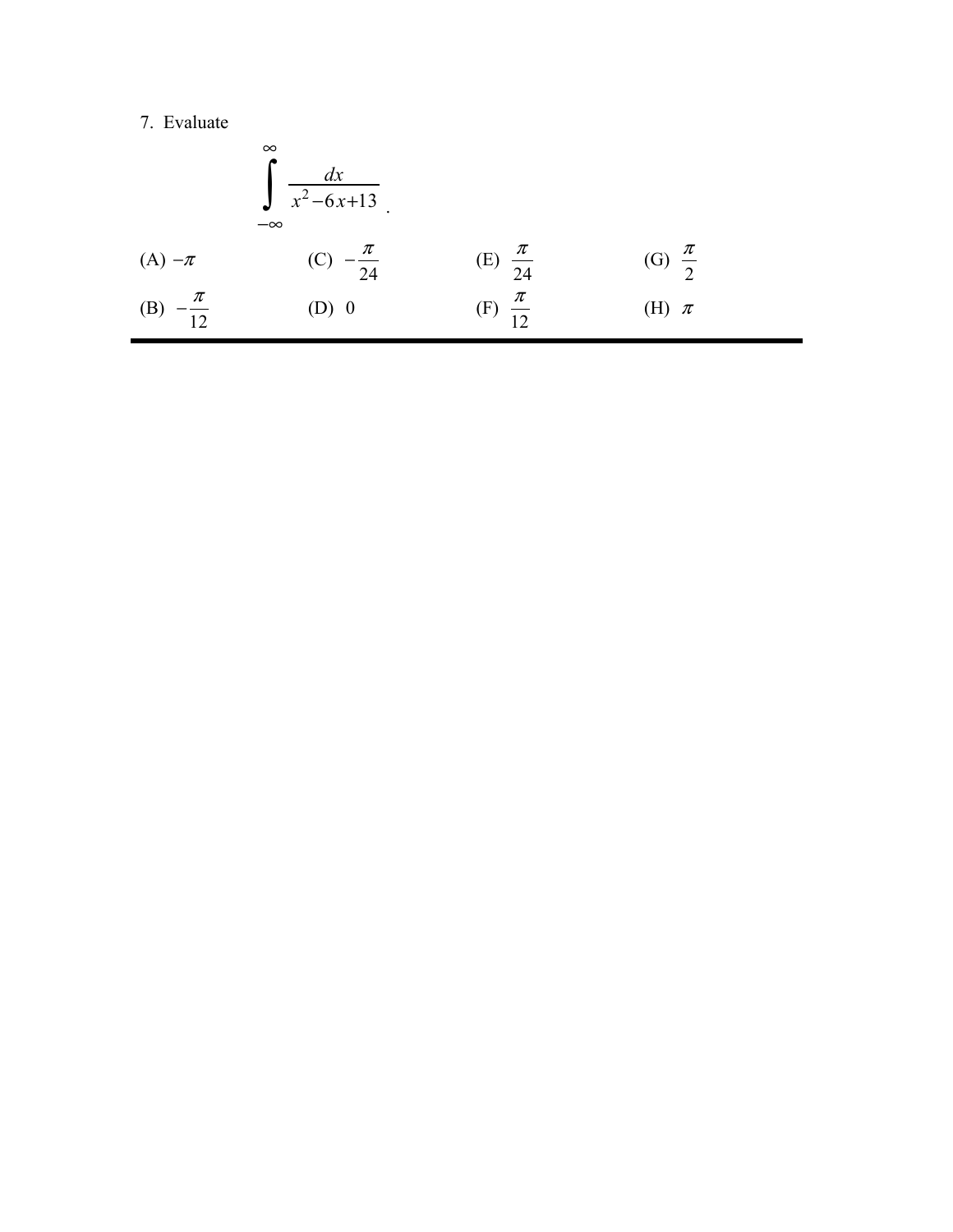7. Evaluate

$$\int_{-\infty}^{\infty} \frac{dx}{x^2 - 6x + 13}.$$

(A) $-\pi$

(B) $-\frac{\pi}{12}$

(C) $-\frac{\pi}{24}$

(D) $0$

(E) $\frac{\pi}{24}$

(F) $\frac{\pi}{12}$

(G) $\frac{\pi}{2}$

(H) $\pi$

---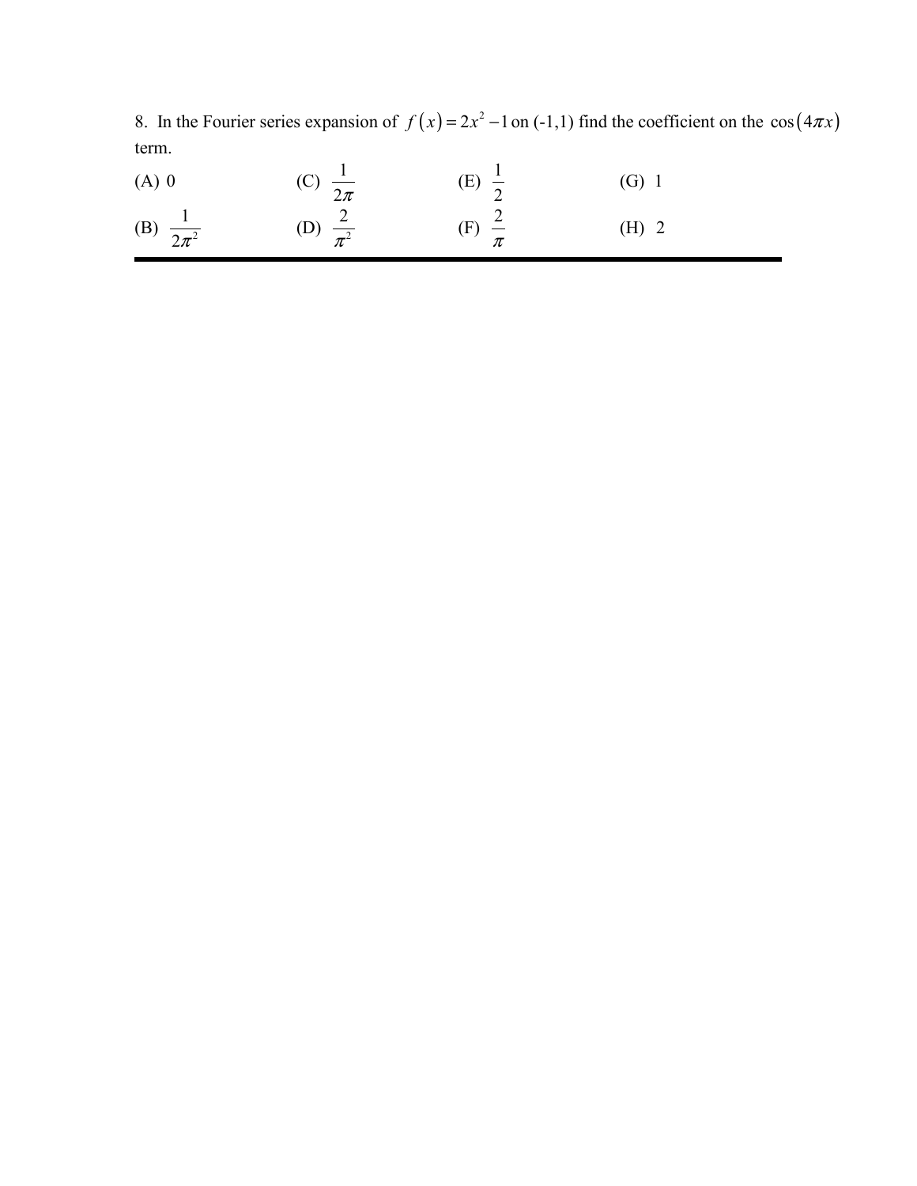8. In the Fourier series expansion of $f(x) = 2x^2 - 1$ on (-1,1) find the coefficient on the $\cos(4\pi x)$ term.

(A) 0 (C) $\dfrac{1}{2\pi}$ (E) $\dfrac{1}{2}$ (G) 1

(B) $\dfrac{1}{2\pi^2}$ (D) $\dfrac{2}{\pi^2}$ (F) $\dfrac{2}{\pi}$ (H) 2

---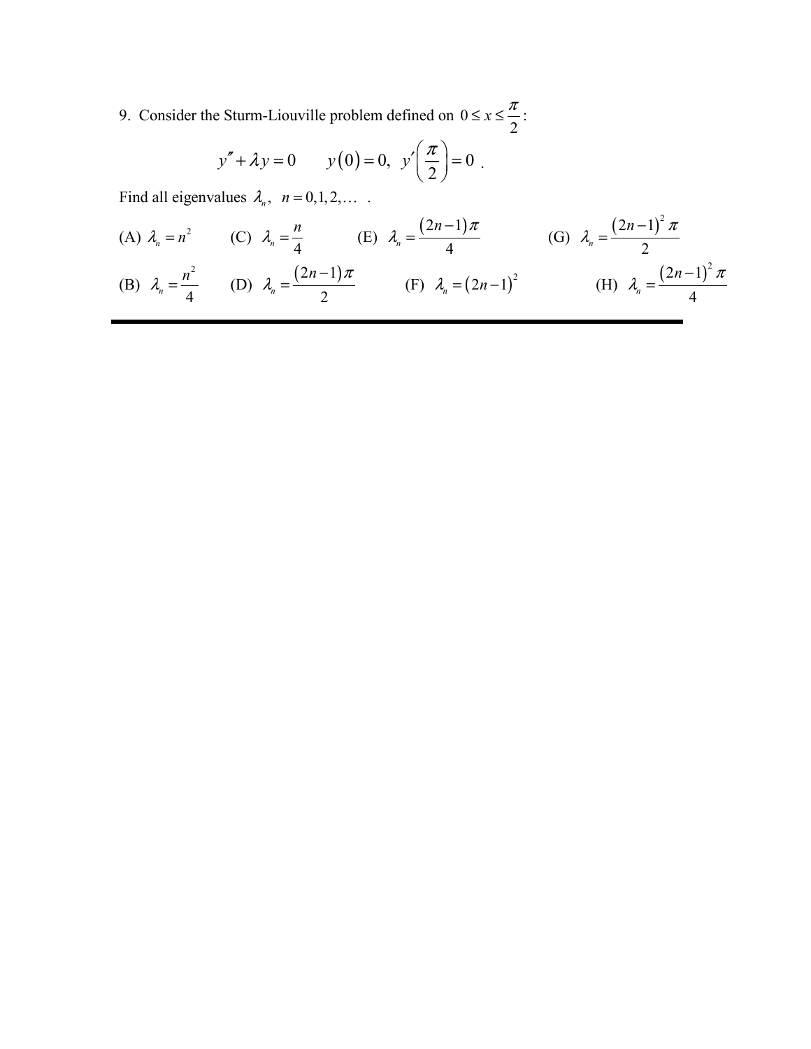9. Consider the Sturm-Liouville problem defined on $0 \le x \le \frac{\pi}{2}$:

$$y'' + \lambda y = 0 \qquad y(0) = 0, \; y'\left(\frac{\pi}{2}\right) = 0 \; .$$

Find all eigenvalues $\lambda_n$, $n = 0, 1, 2, \ldots$ .

(A) $\lambda_n = n^2$ (C) $\lambda_n = \frac{n}{4}$ (E) $\lambda_n = \frac{(2n-1)\pi}{4}$ (G) $\lambda_n = \frac{(2n-1)^2 \pi}{2}$

(B) $\lambda_n = \frac{n^2}{4}$ (D) $\lambda_n = \frac{(2n-1)\pi}{2}$ (F) $\lambda_n = (2n-1)^2$ (H) $\lambda_n = \frac{(2n-1)^2 \pi}{4}$

---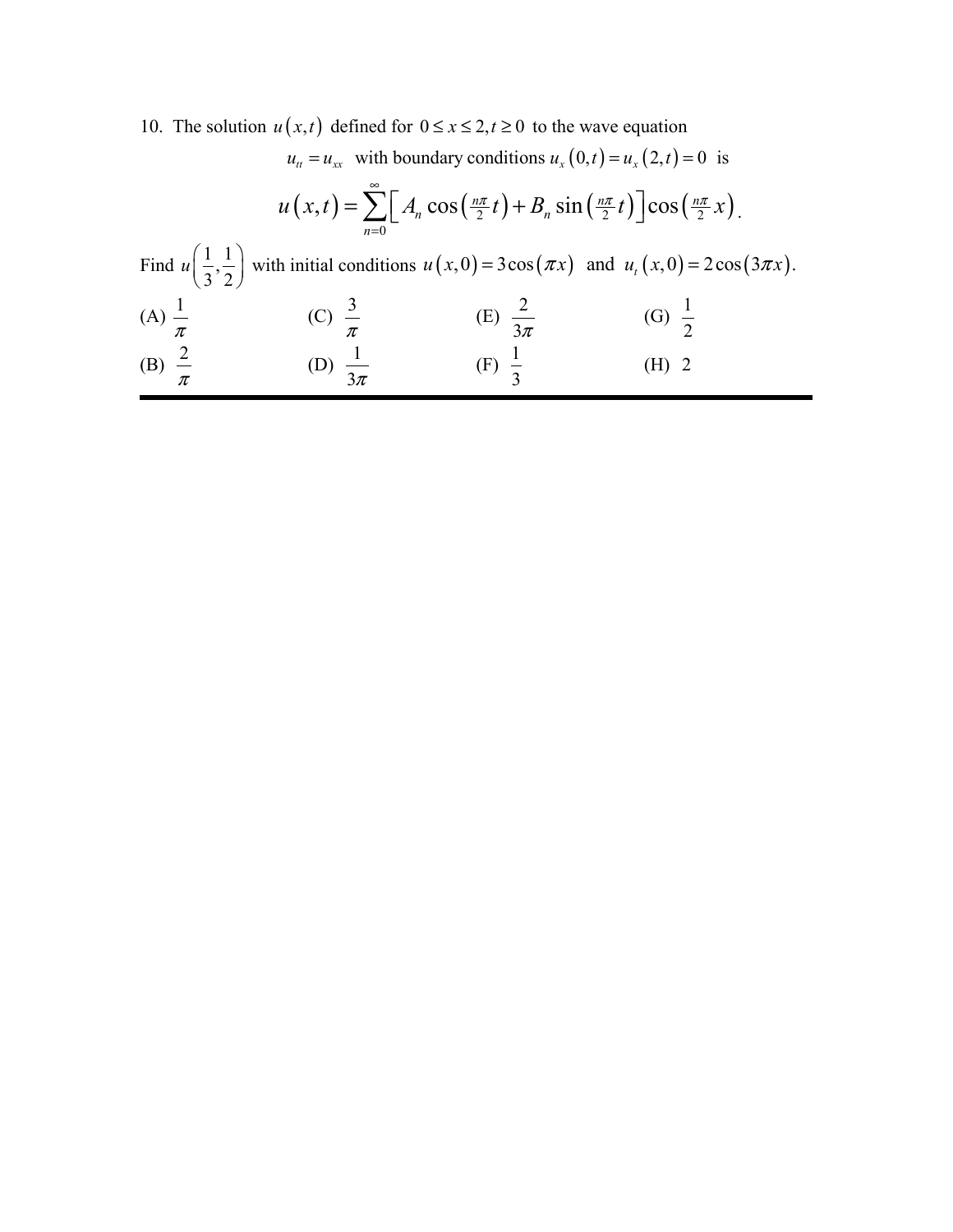10. The solution $u(x,t)$ defined for $0 \le x \le 2, t \ge 0$ to the wave equation

$$u_{tt} = u_{xx} \text{ with boundary conditions } u_x(0,t) = u_x(2,t) = 0 \text{ is}$$

$$u(x,t) = \sum_{n=0}^{\infty} \left[ A_n \cos\left(\tfrac{n\pi}{2} t\right) + B_n \sin\left(\tfrac{n\pi}{2} t\right) \right] \cos\left(\tfrac{n\pi}{2} x\right).$$

Find $u\left(\frac{1}{3}, \frac{1}{2}\right)$ with initial conditions $u(x,0) = 3\cos(\pi x)$ and $u_t(x,0) = 2\cos(3\pi x)$.

(A) $\frac{1}{\pi}$ (C) $\frac{3}{\pi}$ (E) $\frac{2}{3\pi}$ (G) $\frac{1}{2}$

(B) $\frac{2}{\pi}$ (D) $\frac{1}{3\pi}$ (F) $\frac{1}{3}$ (H) 2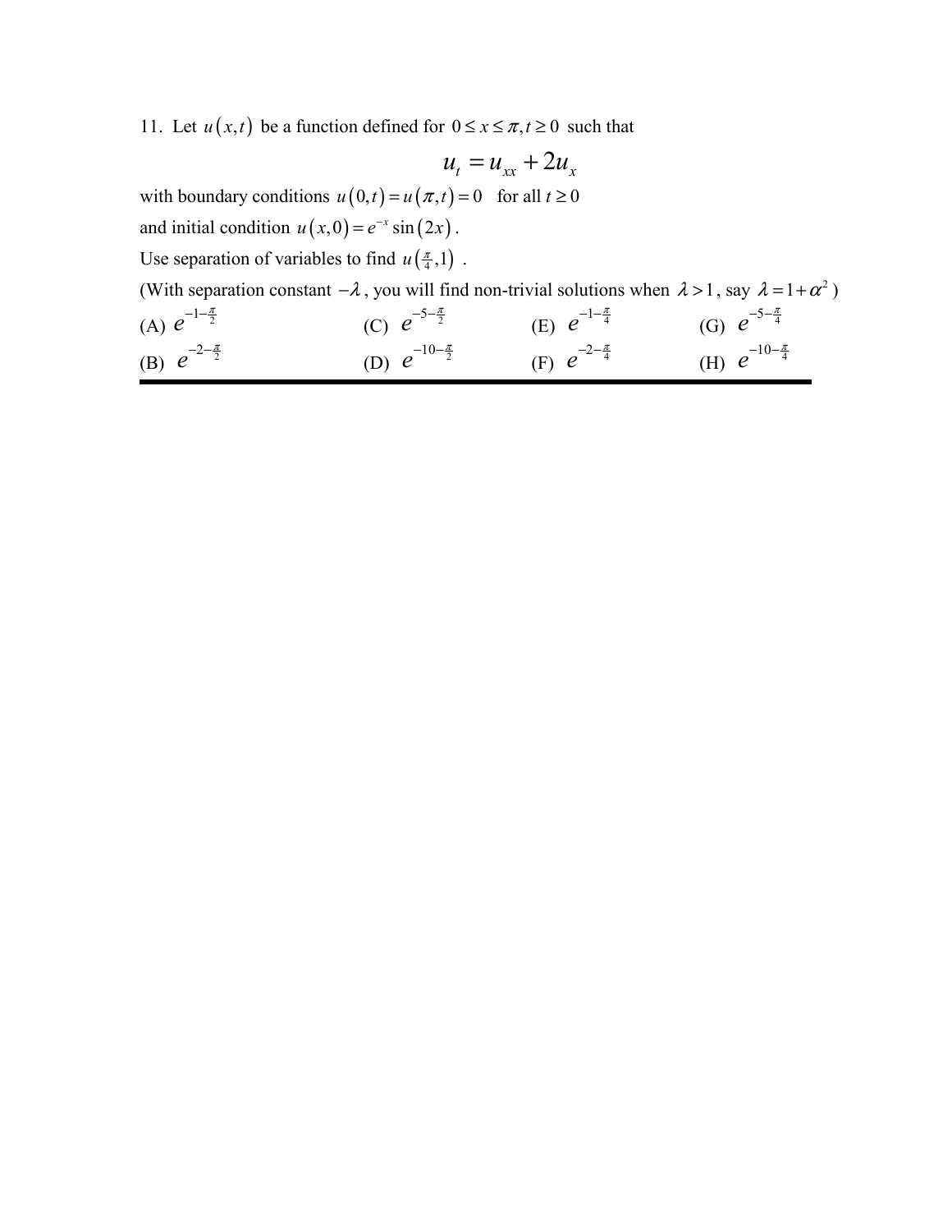11. Let $u(x,t)$ be a function defined for $0 \le x \le \pi, t \ge 0$ such that

$$u_t = u_{xx} + 2u_x$$

with boundary conditions $u(0,t) = u(\pi,t) = 0$ for all $t \ge 0$

and initial condition $u(x,0) = e^{-x}\sin(2x)$.

Use separation of variables to find $u\left(\frac{\pi}{4},1\right)$.

(With separation constant $-\lambda$, you will find non-trivial solutions when $\lambda > 1$, say $\lambda = 1+\alpha^2$)

(A) $e^{-1-\frac{\pi}{2}}$

(B) $e^{-2-\frac{\pi}{2}}$

(C) $e^{-5-\frac{\pi}{2}}$

(D) $e^{-10-\frac{\pi}{2}}$

(E) $e^{-1-\frac{\pi}{4}}$

(F) $e^{-2-\frac{\pi}{4}}$

(G) $e^{-5-\frac{\pi}{4}}$

(H) $e^{-10-\frac{\pi}{4}}$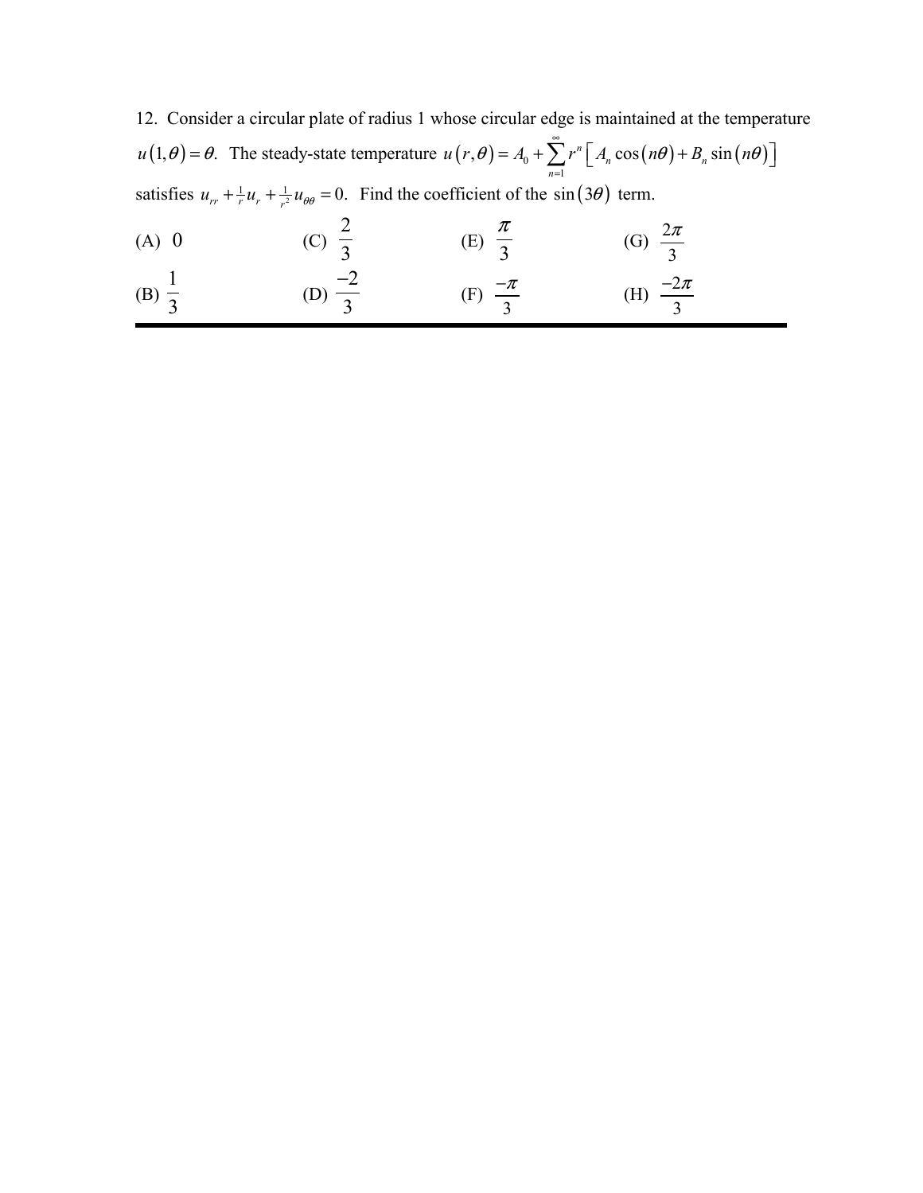12. Consider a circular plate of radius 1 whose circular edge is maintained at the temperature $u(1,\theta)=\theta$. The steady-state temperature $u(r,\theta)=A_0+\sum_{n=1}^{\infty} r^n\left[A_n\cos(n\theta)+B_n\sin(n\theta)\right]$ satisfies $u_{rr}+\frac{1}{r}u_r+\frac{1}{r^2}u_{\theta\theta}=0$. Find the coefficient of the $\sin(3\theta)$ term.

(A) $0$

(B) $\frac{1}{3}$

(C) $\frac{2}{3}$

(D) $\frac{-2}{3}$

(E) $\frac{\pi}{3}$

(F) $\frac{-\pi}{3}$

(G) $\frac{2\pi}{3}$

(H) $\frac{-2\pi}{3}$